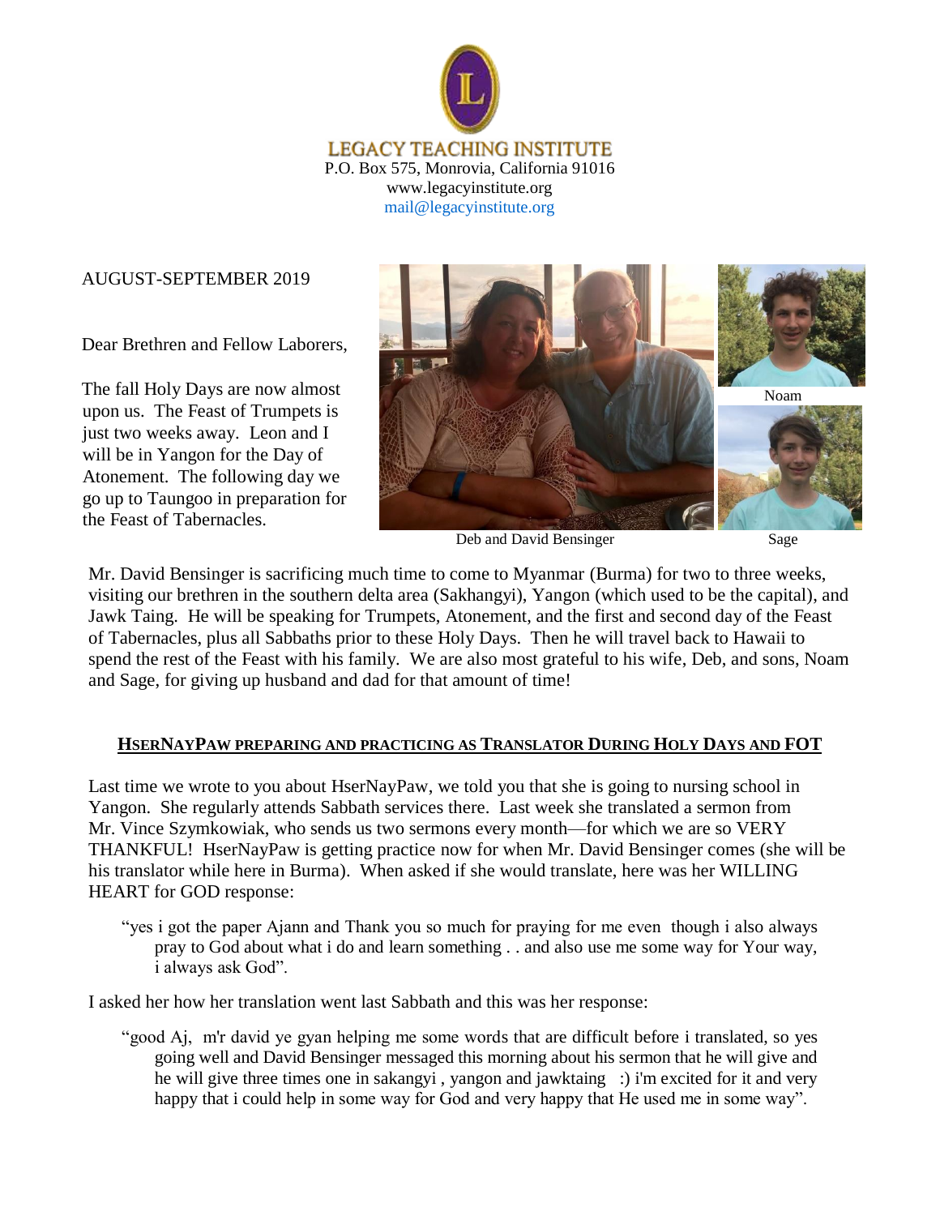# LEGACY TEACHING INSTITUTE

P.O. Box 575, Monrovia, California 91016
www.legacyinstitute.org
mail@legacyinstitute.org

AUGUST-SEPTEMBER 2019

Dear Brethren and Fellow Laborers,

The fall Holy Days are now almost upon us. The Feast of Trumpets is just two weeks away. Leon and I will be in Yangon for the Day of Atonement. The following day we go up to Taungoo in preparation for the Feast of Tabernacles.

Noam

Deb and David Bensinger

Sage

Mr. David Bensinger is sacrificing much time to come to Myanmar (Burma) for two to three weeks, visiting our brethren in the southern delta area (Sakhangyi), Yangon (which used to be the capital), and Jawk Taing. He will be speaking for Trumpets, Atonement, and the first and second day of the Feast of Tabernacles, plus all Sabbaths prior to these Holy Days. Then he will travel back to Hawaii to spend the rest of the Feast with his family. We are also most grateful to his wife, Deb, and sons, Noam and Sage, for giving up husband and dad for that amount of time!

## HSERNAYPAW PREPARING AND PRACTICING AS TRANSLATOR DURING HOLY DAYS AND FOT

Last time we wrote to you about HserNayPaw, we told you that she is going to nursing school in Yangon. She regularly attends Sabbath services there. Last week she translated a sermon from Mr. Vince Szymkowiak, who sends us two sermons every month—for which we are so VERY THANKFUL! HserNayPaw is getting practice now for when Mr. David Bensinger comes (she will be his translator while here in Burma). When asked if she would translate, here was her WILLING HEART for GOD response:

> "yes i got the paper Ajann and Thank you so much for praying for me even though i also always pray to God about what i do and learn something . . and also use me some way for Your way, i always ask God".

I asked her how her translation went last Sabbath and this was her response:

> "good Aj, m'r david ye gyan helping me some words that are difficult before i translated, so yes going well and David Bensinger messaged this morning about his sermon that he will give and he will give three times one in sakangyi , yangon and jawktaing :) i'm excited for it and very happy that i could help in some way for God and very happy that He used me in some way".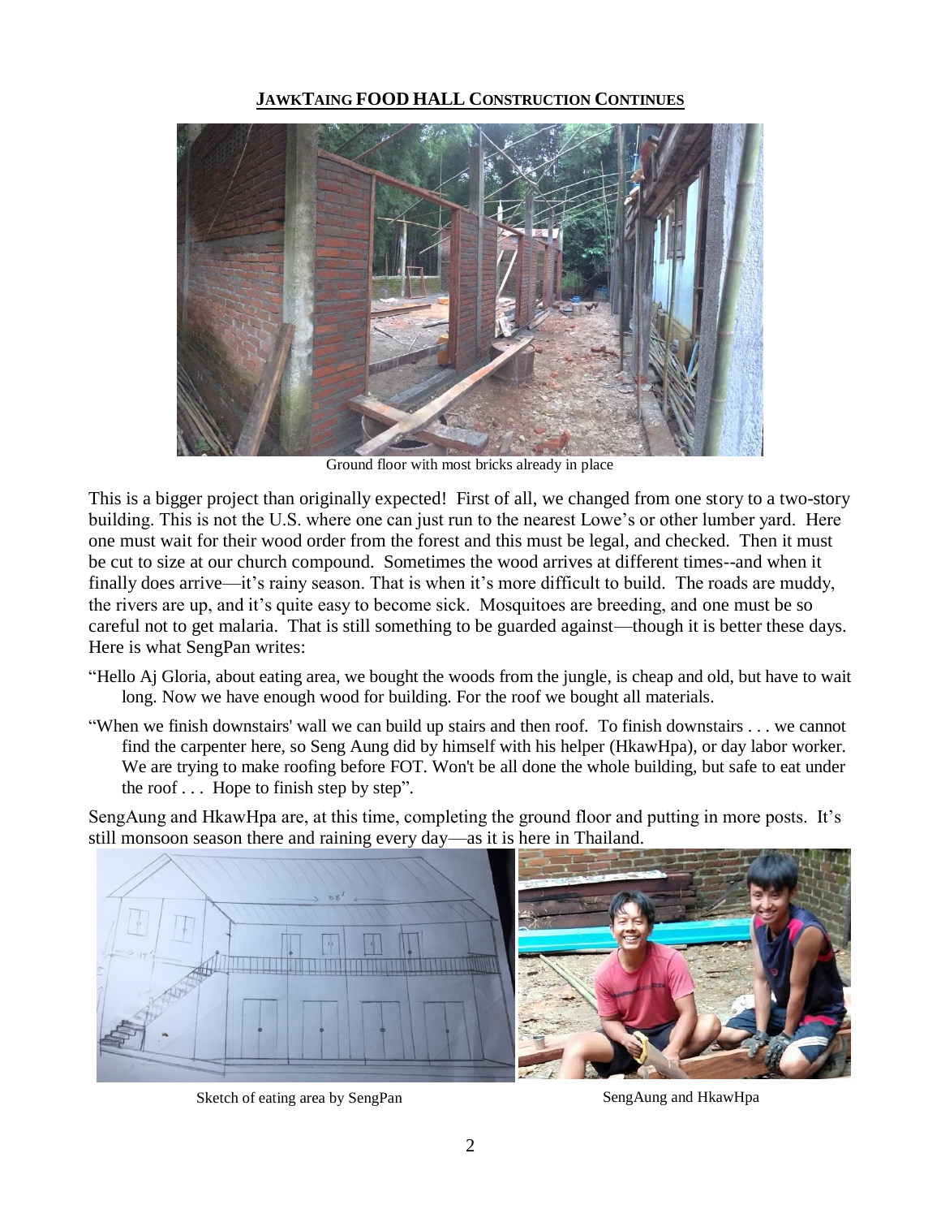## JAWKTAING FOOD HALL CONSTRUCTION CONTINUES

Ground floor with most bricks already in place

This is a bigger project than originally expected! First of all, we changed from one story to a two-story building. This is not the U.S. where one can just run to the nearest Lowe's or other lumber yard. Here one must wait for their wood order from the forest and this must be legal, and checked. Then it must be cut to size at our church compound. Sometimes the wood arrives at different times--and when it finally does arrive—it's rainy season. That is when it's more difficult to build. The roads are muddy, the rivers are up, and it's quite easy to become sick. Mosquitoes are breeding, and one must be so careful not to get malaria. That is still something to be guarded against—though it is better these days. Here is what SengPan writes:

"Hello Aj Gloria, about eating area, we bought the woods from the jungle, is cheap and old, but have to wait long. Now we have enough wood for building. For the roof we bought all materials.

"When we finish downstairs' wall we can build up stairs and then roof. To finish downstairs . . . we cannot find the carpenter here, so Seng Aung did by himself with his helper (HkawHpa), or day labor worker. We are trying to make roofing before FOT. Won't be all done the whole building, but safe to eat under the roof . . . Hope to finish step by step".

SengAung and HkawHpa are, at this time, completing the ground floor and putting in more posts. It's still monsoon season there and raining every day—as it is here in Thailand.

Sketch of eating area by SengPan

SengAung and HkawHpa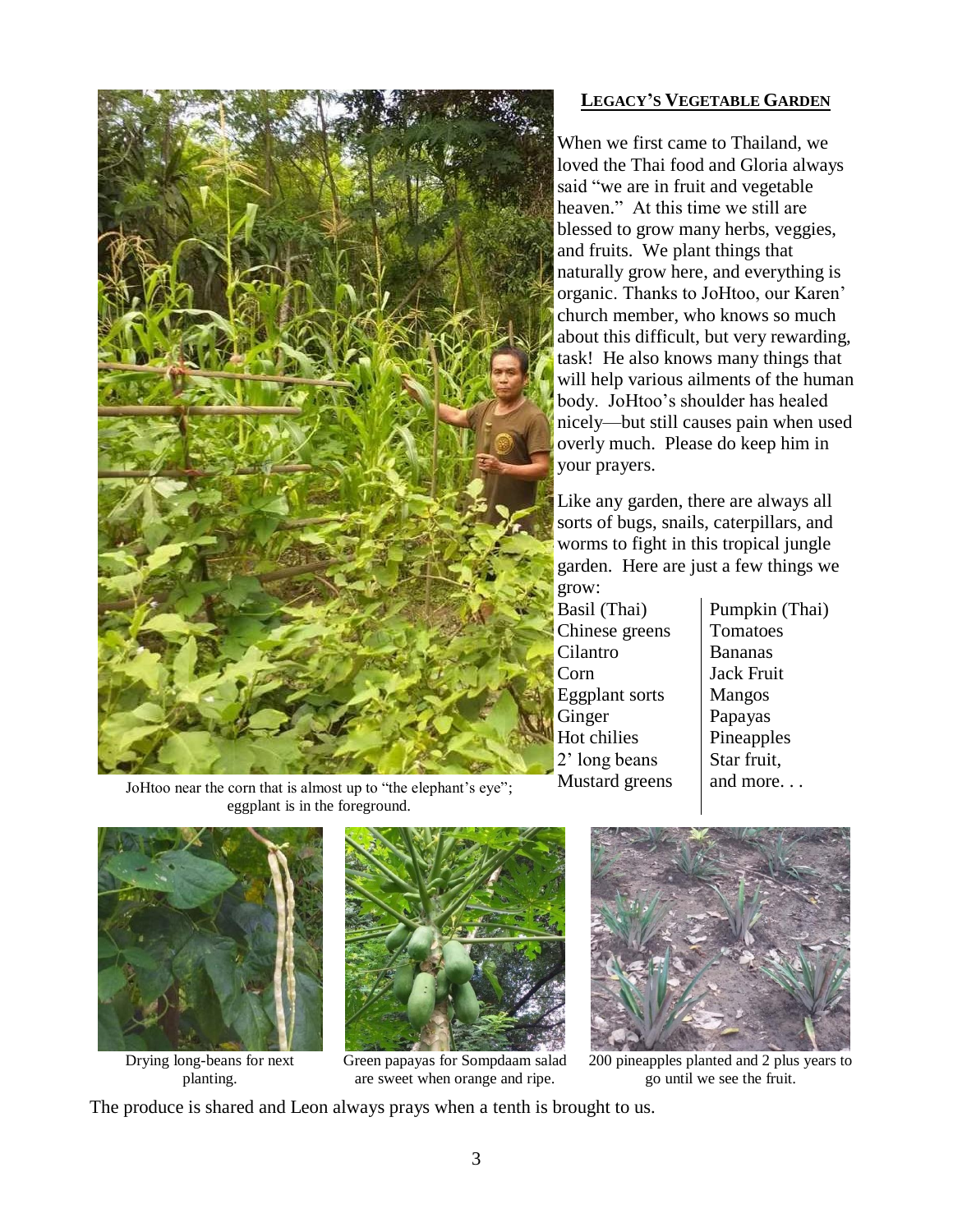## LEGACY'S VEGETABLE GARDEN

When we first came to Thailand, we loved the Thai food and Gloria always said "we are in fruit and vegetable heaven." At this time we still are blessed to grow many herbs, veggies, and fruits. We plant things that naturally grow here, and everything is organic. Thanks to JoHtoo, our Karen' church member, who knows so much about this difficult, but very rewarding, task! He also knows many things that will help various ailments of the human body. JoHtoo's shoulder has healed nicely—but still causes pain when used overly much. Please do keep him in your prayers.

Like any garden, there are always all sorts of bugs, snails, caterpillars, and worms to fight in this tropical jungle garden. Here are just a few things we grow:

| | |
|---|---|
| Basil (Thai) | Pumpkin (Thai) |
| Chinese greens | Tomatoes |
| Cilantro | Bananas |
| Corn | Jack Fruit |
| Eggplant sorts | Mangos |
| Ginger | Papayas |
| Hot chilies | Pineapples |
| 2' long beans | Star fruit, |
| Mustard greens | and more. . . |

JoHtoo near the corn that is almost up to "the elephant's eye"; eggplant is in the foreground.

Drying long-beans for next planting.

Green papayas for Sompdaam salad are sweet when orange and ripe.

200 pineapples planted and 2 plus years to go until we see the fruit.

The produce is shared and Leon always prays when a tenth is brought to us.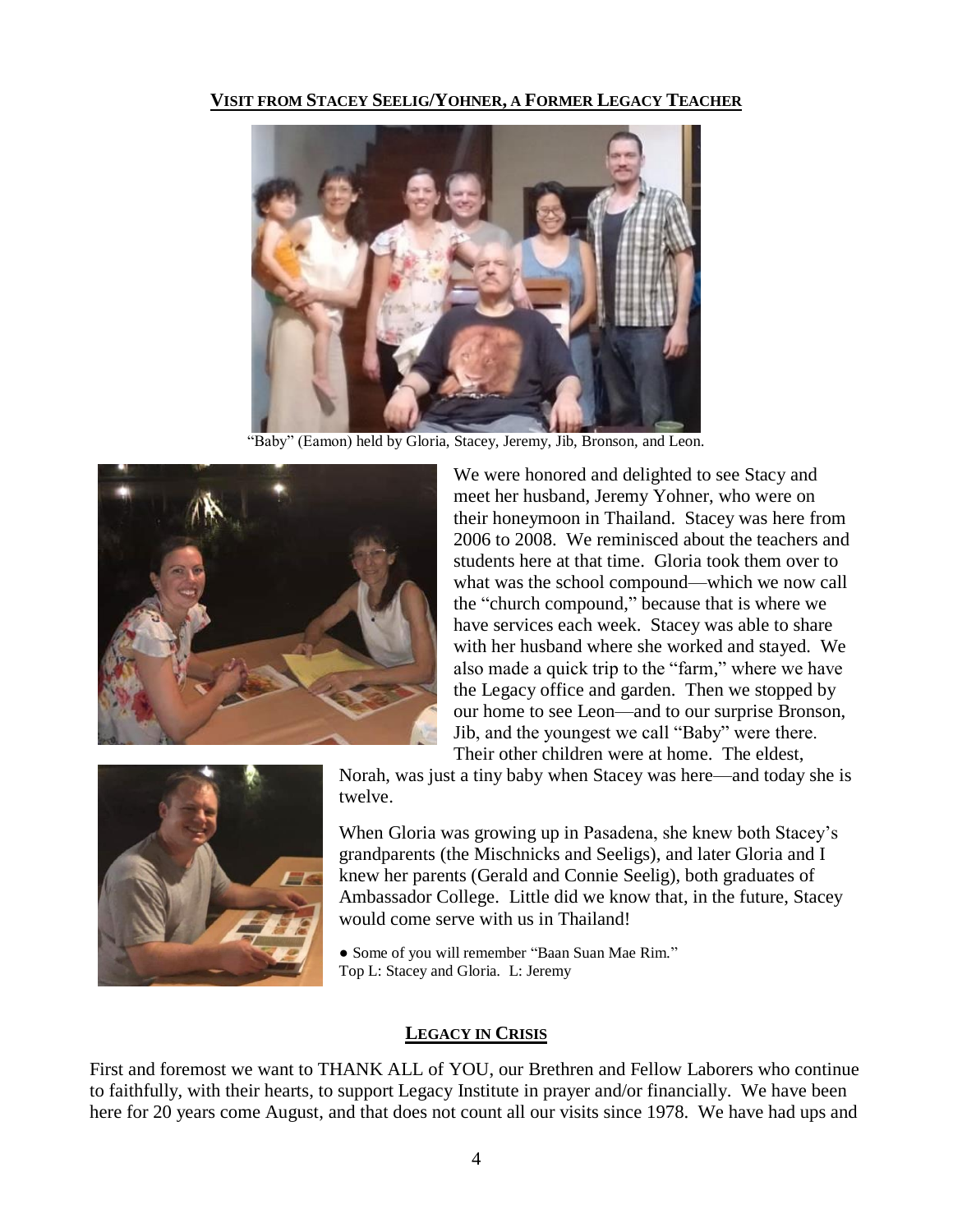## VISIT FROM STACEY SEELIG/YOHNER, A FORMER LEGACY TEACHER

"Baby" (Eamon) held by Gloria, Stacey, Jeremy, Jib, Bronson, and Leon.

We were honored and delighted to see Stacy and meet her husband, Jeremy Yohner, who were on their honeymoon in Thailand. Stacey was here from 2006 to 2008. We reminisced about the teachers and students here at that time. Gloria took them over to what was the school compound—which we now call the "church compound," because that is where we have services each week. Stacey was able to share with her husband where she worked and stayed. We also made a quick trip to the "farm," where we have the Legacy office and garden. Then we stopped by our home to see Leon—and to our surprise Bronson, Jib, and the youngest we call "Baby" were there. Their other children were at home. The eldest, Norah, was just a tiny baby when Stacey was here—and today she is twelve.

When Gloria was growing up in Pasadena, she knew both Stacey's grandparents (the Mischnicks and Seeligs), and later Gloria and I knew her parents (Gerald and Connie Seelig), both graduates of Ambassador College. Little did we know that, in the future, Stacey would come serve with us in Thailand!

● Some of you will remember "Baan Suan Mae Rim."
Top L: Stacey and Gloria. L: Jeremy

## LEGACY IN CRISIS

First and foremost we want to THANK ALL of YOU, our Brethren and Fellow Laborers who continue to faithfully, with their hearts, to support Legacy Institute in prayer and/or financially. We have been here for 20 years come August, and that does not count all our visits since 1978. We have had ups and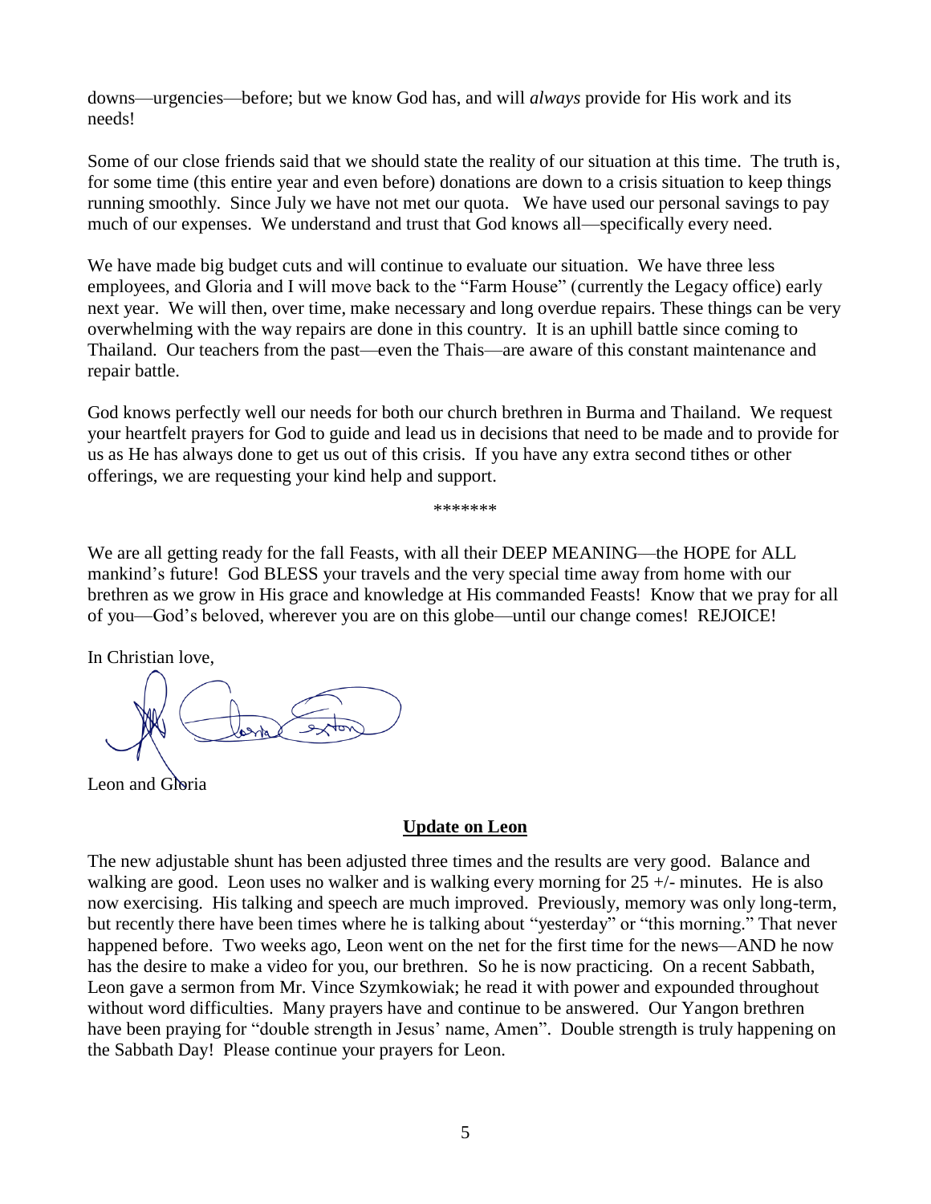downs—urgencies—before; but we know God has, and will *always* provide for His work and its needs!

Some of our close friends said that we should state the reality of our situation at this time. The truth is, for some time (this entire year and even before) donations are down to a crisis situation to keep things running smoothly. Since July we have not met our quota. We have used our personal savings to pay much of our expenses. We understand and trust that God knows all—specifically every need.

We have made big budget cuts and will continue to evaluate our situation. We have three less employees, and Gloria and I will move back to the "Farm House" (currently the Legacy office) early next year. We will then, over time, make necessary and long overdue repairs. These things can be very overwhelming with the way repairs are done in this country. It is an uphill battle since coming to Thailand. Our teachers from the past—even the Thais—are aware of this constant maintenance and repair battle.

God knows perfectly well our needs for both our church brethren in Burma and Thailand. We request your heartfelt prayers for God to guide and lead us in decisions that need to be made and to provide for us as He has always done to get us out of this crisis. If you have any extra second tithes or other offerings, we are requesting your kind help and support.

\*\*\*\*\*\*\*

We are all getting ready for the fall Feasts, with all their DEEP MEANING—the HOPE for ALL mankind's future! God BLESS your travels and the very special time away from home with our brethren as we grow in His grace and knowledge at His commanded Feasts! Know that we pray for all of you—God's beloved, wherever you are on this globe—until our change comes! REJOICE!

In Christian love,

Leon and Gloria

**Update on Leon**

The new adjustable shunt has been adjusted three times and the results are very good. Balance and walking are good. Leon uses no walker and is walking every morning for 25 +/- minutes. He is also now exercising. His talking and speech are much improved. Previously, memory was only long-term, but recently there have been times where he is talking about "yesterday" or "this morning." That never happened before. Two weeks ago, Leon went on the net for the first time for the news—AND he now has the desire to make a video for you, our brethren. So he is now practicing. On a recent Sabbath, Leon gave a sermon from Mr. Vince Szymkowiak; he read it with power and expounded throughout without word difficulties. Many prayers have and continue to be answered. Our Yangon brethren have been praying for "double strength in Jesus' name, Amen". Double strength is truly happening on the Sabbath Day! Please continue your prayers for Leon.